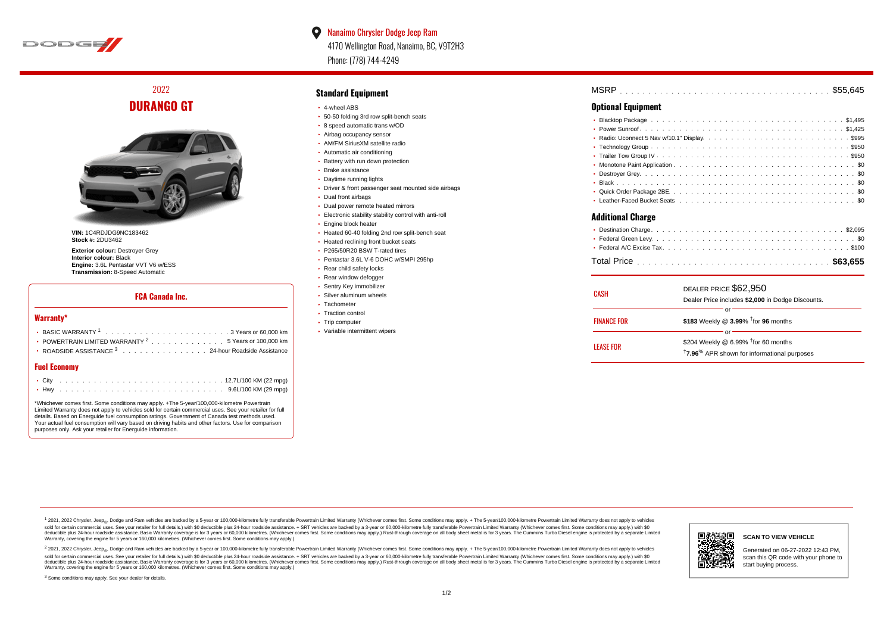Nanaimo Chrysler Dodge Jeep Ram
4170 Wellington Road, Nanaimo, BC, V9T2H3
Phone: (778) 744-4249

## 2022
# DURANGO GT

**VIN:** 1C4RDJDG9NC183462
**Stock #:** 2DU3462

**Exterior colour:** Destroyer Grey
**Interior colour:** Black
**Engine:** 3.6L Pentastar VVT V6 w/ESS
**Transmission:** 8-Speed Automatic

### FCA Canada Inc.

### Warranty*

- BASIC WARRANTY [1] . . . . . . . . . . 3 Years or 60,000 km
- POWERTRAIN LIMITED WARRANTY [2] . . . . . . . . . . 5 Years or 100,000 km
- ROADSIDE ASSISTANCE [3] . . . . . . . . . . 24-hour Roadside Assistance

### Fuel Economy

- City . . . . . . . . . . 12.7L/100 KM (22 mpg)
- Hwy . . . . . . . . . . 9.6L/100 KM (29 mpg)

*Whichever comes first. Some conditions may apply. +The 5-year/100,000-kilometre Powertrain Limited Warranty does not apply to vehicles sold for certain commercial uses. See your retailer for full details. Based on Energuide fuel consumption ratings. Government of Canada test methods used. Your actual fuel consumption will vary based on driving habits and other factors. Use for comparison purposes only. Ask your retailer for Energuide information.

## Standard Equipment

- 4-wheel ABS
- 50-50 folding 3rd row split-bench seats
- 8 speed automatic trans w/OD
- Airbag occupancy sensor
- AM/FM SiriusXM satellite radio
- Automatic air conditioning
- Battery with run down protection
- Brake assistance
- Daytime running lights
- Driver & front passenger seat mounted side airbags
- Dual front airbags
- Dual power remote heated mirrors
- Electronic stability stability control with anti-roll
- Engine block heater
- Heated 60-40 folding 2nd row split-bench seat
- Heated reclining front bucket seats
- P265/50R20 BSW T-rated tires
- Pentastar 3.6L V-6 DOHC w/SMPI 295hp
- Rear child safety locks
- Rear window defogger
- Sentry Key immobilizer
- Silver aluminum wheels
- Tachometer
- Traction control
- Trip computer
- Variable intermittent wipers

MSRP . . . . . . . . . . $55,645

## Optional Equipment

- Blacktop Package . . . . . . . . . . $1,495
- Power Sunroof . . . . . . . . . . $1,425
- Radio: Uconnect 5 Nav w/10.1" Display . . . . . . . . . . $995
- Technology Group . . . . . . . . . . $950
- Trailer Tow Group IV . . . . . . . . . . $950
- Monotone Paint Application . . . . . . . . . . $0
- Destroyer Grey . . . . . . . . . . $0
- Black . . . . . . . . . . $0
- Quick Order Package 2BE . . . . . . . . . . $0
- Leather-Faced Bucket Seats . . . . . . . . . . $0

## Additional Charge

- Destination Charge . . . . . . . . . . $2,095
- Federal Green Levy . . . . . . . . . . $0
- Federal A/C Excise Tax . . . . . . . . . . $100

Total Price . . . . . . . . . . **$63,655**

| | |
|---|---|
| CASH | DEALER PRICE $62,950<br>Dealer Price includes **$2,000** in Dodge Discounts. |
| | or |
| FINANCE FOR | **$183** Weekly @ **3.99**% †for **96** months |
| | or |
| LEASE FOR | $204 Weekly @ 6.99% †for 60 months<br>†**7.96**% APR shown for informational purposes |

[1] 2021, 2022 Chrysler, Jeep®, Dodge and Ram vehicles are backed by a 5-year or 100,000-kilometre fully transferable Powertrain Limited Warranty (Whichever comes first. Some conditions may apply. + The 5-year/100,000-kilometre Powertrain Limited Warranty does not apply to vehicles sold for certain commercial uses. See your retailer for full details.) with $0 deductible plus 24-hour roadside assistance. + SRT vehicles are backed by a 3-year or 60,000-kilometre fully transferable Powertrain Limited Warranty (Whichever comes first. Some conditions may apply.) with $0 deductible plus 24-hour roadside assistance. Basic Warranty coverage is for 3 years or 60,000 kilometres. (Whichever comes first. Some conditions may apply.) Rust-through coverage on all body sheet metal is for 3 years. The Cummins Turbo Diesel engine is protected by a separate Limited Warranty, covering the engine for 5 years or 160,000 kilometres. (Whichever comes first. Some conditions may apply.)

[2] 2021, 2022 Chrysler, Jeep®, Dodge and Ram vehicles are backed by a 5-year or 100,000-kilometre fully transferable Powertrain Limited Warranty (Whichever comes first. Some conditions may apply. + The 5-year/100,000-kilometre Powertrain Limited Warranty does not apply to vehicles sold for certain commercial uses. See your retailer for full details.) with $0 deductible plus 24-hour roadside assistance. + SRT vehicles are backed by a 3-year or 60,000-kilometre fully transferable Powertrain Limited Warranty (Whichever comes first. Some conditions may apply.) with $0 deductible plus 24-hour roadside assistance. Basic Warranty coverage is for 3 years or 60,000 kilometres. (Whichever comes first. Some conditions may apply.) Rust-through coverage on all body sheet metal is for 3 years. The Cummins Turbo Diesel engine is protected by a separate Limited Warranty, covering the engine for 5 years or 160,000 kilometres. (Whichever comes first. Some conditions may apply.)

[3] Some conditions may apply. See your dealer for details.

**SCAN TO VIEW VEHICLE**

Generated on 06-27-2022 12:43 PM, scan this QR code with your phone to start buying process.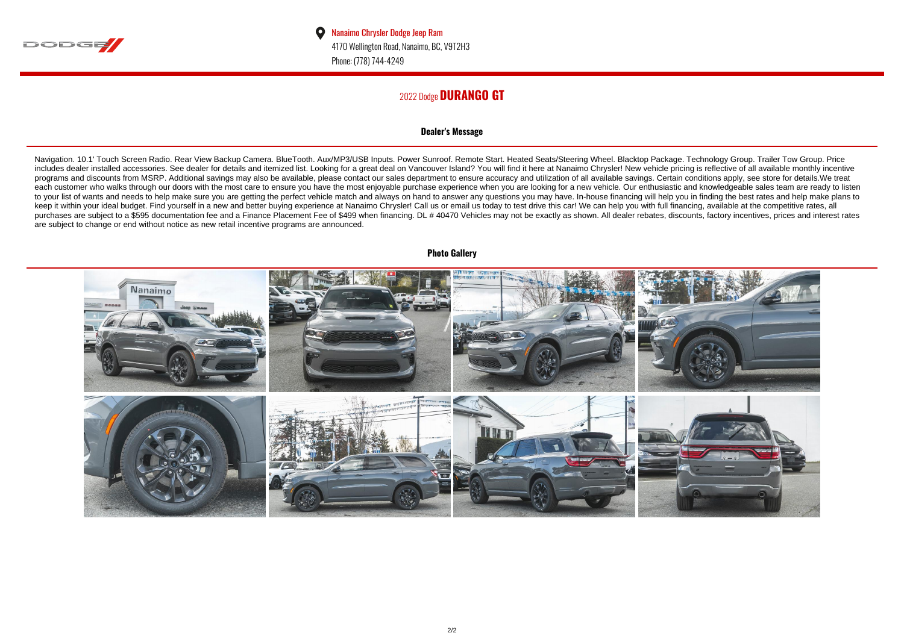Nanaimo Chrysler Dodge Jeep Ram
4170 Wellington Road, Nanaimo, BC, V9T2H3
Phone: (778) 744-4249

# 2022 Dodge **DURANGO GT**

## Dealer's Message

Navigation. 10.1' Touch Screen Radio. Rear View Backup Camera. BlueTooth. Aux/MP3/USB Inputs. Power Sunroof. Remote Start. Heated Seats/Steering Wheel. Blacktop Package. Technology Group. Trailer Tow Group. Price includes dealer installed accessories. See dealer for details and itemized list. Looking for a great deal on Vancouver Island? You will find it here at Nanaimo Chrysler! New vehicle pricing is reflective of all available monthly incentive programs and discounts from MSRP. Additional savings may also be available, please contact our sales department to ensure accuracy and utilization of all available savings. Certain conditions apply, see store for details.We treat each customer who walks through our doors with the most care to ensure you have the most enjoyable purchase experience when you are looking for a new vehicle. Our enthusiastic and knowledgeable sales team are ready to listen to your list of wants and needs to help make sure you are getting the perfect vehicle match and always on hand to answer any questions you may have. In-house financing will help you in finding the best rates and help make plans to keep it within your ideal budget. Find yourself in a new and better buying experience at Nanaimo Chrysler! Call us or email us today to test drive this car! We can help you with full financing, available at the competitive rates, all purchases are subject to a $595 documentation fee and a Finance Placement Fee of $499 when financing. DL # 40470 Vehicles may not be exactly as shown. All dealer rebates, discounts, factory incentives, prices and interest rates are subject to change or end without notice as new retail incentive programs are announced.

## Photo Gallery